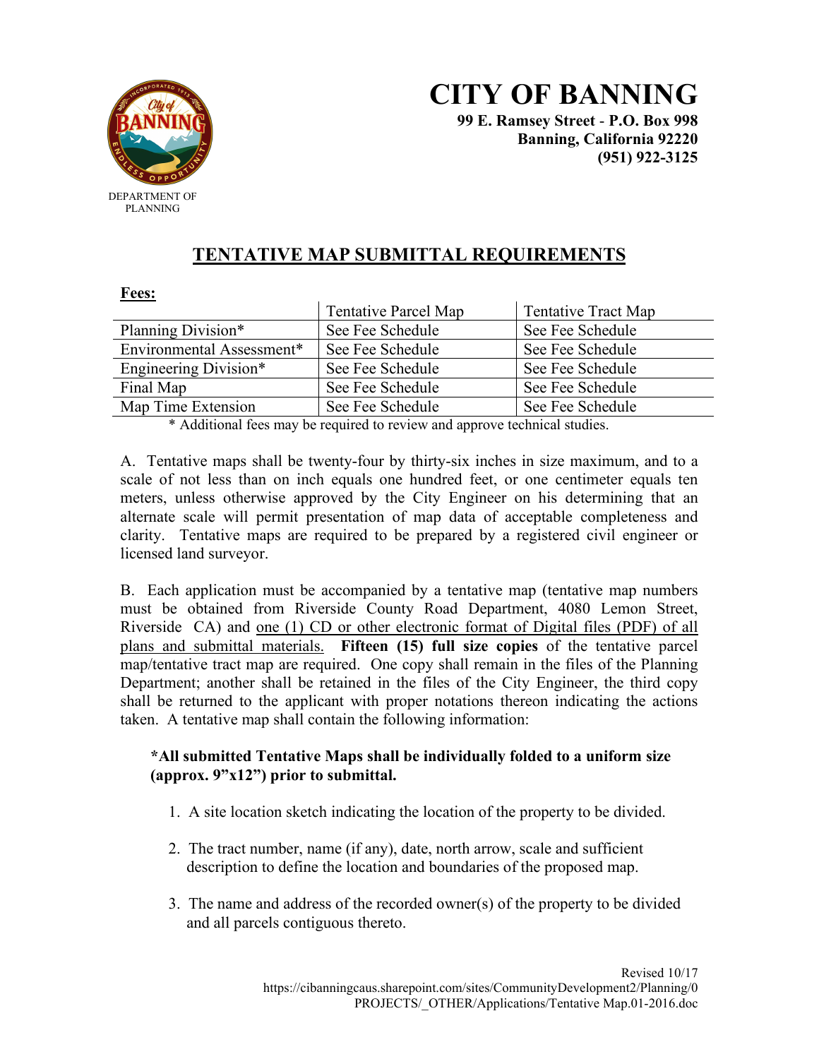# CITY OF BANNING

**99 E. Ramsey Street - P.O. Box 998**
**Banning, California 92220**
**(951) 922-3125**

DEPARTMENT OF PLANNING

## TENTATIVE MAP SUBMITTAL REQUIREMENTS

**Fees:**

| | Tentative Parcel Map | Tentative Tract Map |
|---|---|---|
| Planning Division* | See Fee Schedule | See Fee Schedule |
| Environmental Assessment* | See Fee Schedule | See Fee Schedule |
| Engineering Division* | See Fee Schedule | See Fee Schedule |
| Final Map | See Fee Schedule | See Fee Schedule |
| Map Time Extension | See Fee Schedule | See Fee Schedule |

\* Additional fees may be required to review and approve technical studies.

A. Tentative maps shall be twenty-four by thirty-six inches in size maximum, and to a scale of not less than on inch equals one hundred feet, or one centimeter equals ten meters, unless otherwise approved by the City Engineer on his determining that an alternate scale will permit presentation of map data of acceptable completeness and clarity. Tentative maps are required to be prepared by a registered civil engineer or licensed land surveyor.

B. Each application must be accompanied by a tentative map (tentative map numbers must be obtained from Riverside County Road Department, 4080 Lemon Street, Riverside CA) and one (1) CD or other electronic format of Digital files (PDF) of all plans and submittal materials. **Fifteen (15) full size copies** of the tentative parcel map/tentative tract map are required. One copy shall remain in the files of the Planning Department; another shall be retained in the files of the City Engineer, the third copy shall be returned to the applicant with proper notations thereon indicating the actions taken. A tentative map shall contain the following information:

**\*All submitted Tentative Maps shall be individually folded to a uniform size (approx. 9"x12") prior to submittal.**

1. A site location sketch indicating the location of the property to be divided.
2. The tract number, name (if any), date, north arrow, scale and sufficient description to define the location and boundaries of the proposed map.
3. The name and address of the recorded owner(s) of the property to be divided and all parcels contiguous thereto.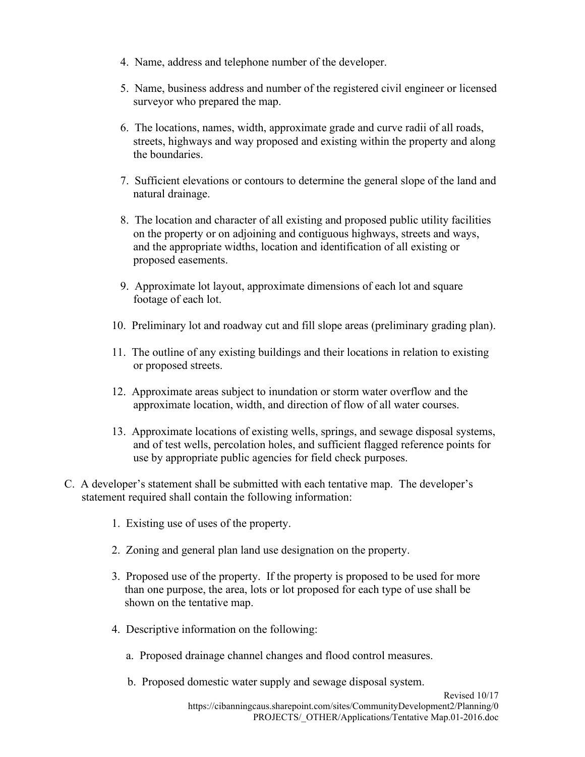4. Name, address and telephone number of the developer.

5. Name, business address and number of the registered civil engineer or licensed surveyor who prepared the map.

6. The locations, names, width, approximate grade and curve radii of all roads, streets, highways and way proposed and existing within the property and along the boundaries.

7. Sufficient elevations or contours to determine the general slope of the land and natural drainage.

8. The location and character of all existing and proposed public utility facilities on the property or on adjoining and contiguous highways, streets and ways, and the appropriate widths, location and identification of all existing or proposed easements.

9. Approximate lot layout, approximate dimensions of each lot and square footage of each lot.

10. Preliminary lot and roadway cut and fill slope areas (preliminary grading plan).

11. The outline of any existing buildings and their locations in relation to existing or proposed streets.

12. Approximate areas subject to inundation or storm water overflow and the approximate location, width, and direction of flow of all water courses.

13. Approximate locations of existing wells, springs, and sewage disposal systems, and of test wells, percolation holes, and sufficient flagged reference points for use by appropriate public agencies for field check purposes.

C. A developer's statement shall be submitted with each tentative map. The developer's statement required shall contain the following information:

1. Existing use of uses of the property.

2. Zoning and general plan land use designation on the property.

3. Proposed use of the property. If the property is proposed to be used for more than one purpose, the area, lots or lot proposed for each type of use shall be shown on the tentative map.

4. Descriptive information on the following:

   a. Proposed drainage channel changes and flood control measures.

   b. Proposed domestic water supply and sewage disposal system.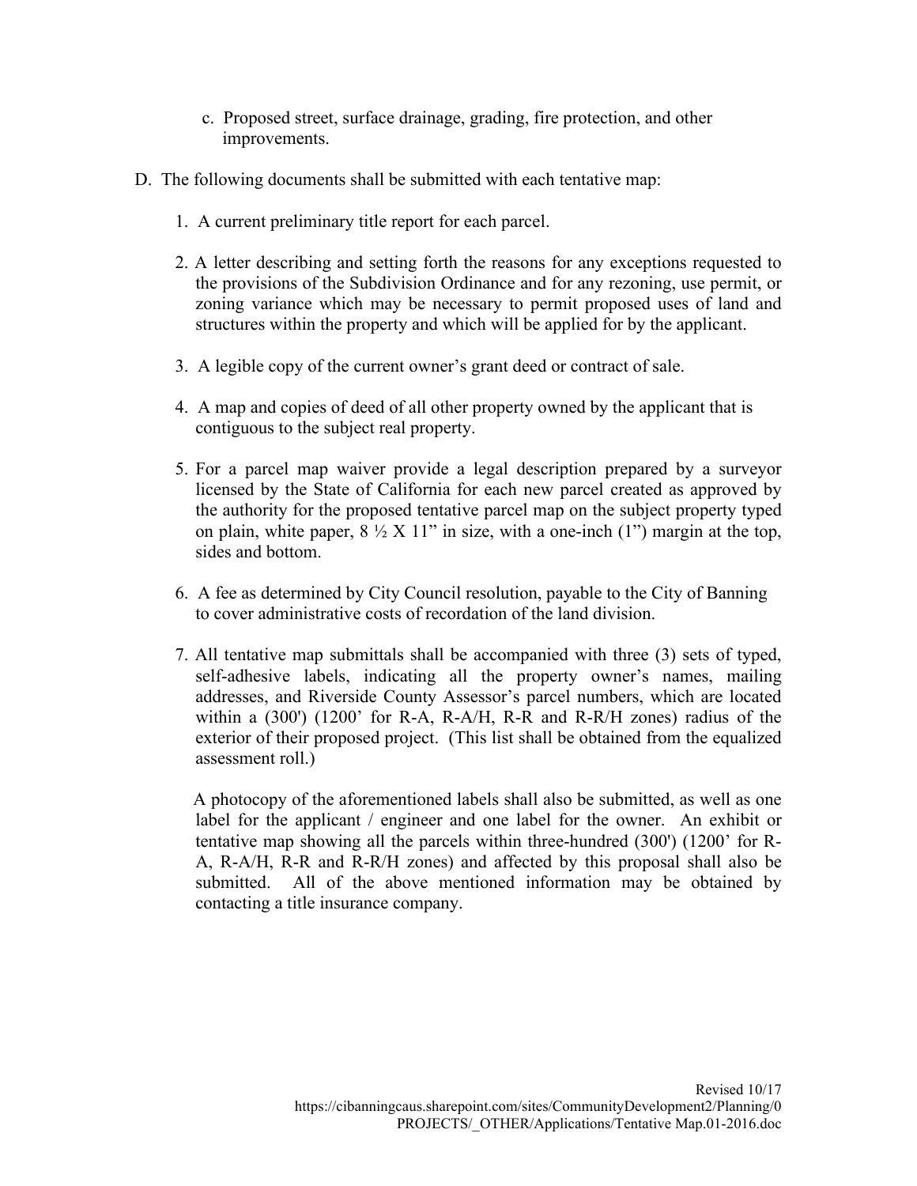c. Proposed street, surface drainage, grading, fire protection, and other improvements.

D. The following documents shall be submitted with each tentative map:

1. A current preliminary title report for each parcel.

2. A letter describing and setting forth the reasons for any exceptions requested to the provisions of the Subdivision Ordinance and for any rezoning, use permit, or zoning variance which may be necessary to permit proposed uses of land and structures within the property and which will be applied for by the applicant.

3. A legible copy of the current owner's grant deed or contract of sale.

4. A map and copies of deed of all other property owned by the applicant that is contiguous to the subject real property.

5. For a parcel map waiver provide a legal description prepared by a surveyor licensed by the State of California for each new parcel created as approved by the authority for the proposed tentative parcel map on the subject property typed on plain, white paper, 8 ½ X 11" in size, with a one-inch (1") margin at the top, sides and bottom.

6. A fee as determined by City Council resolution, payable to the City of Banning to cover administrative costs of recordation of the land division.

7. All tentative map submittals shall be accompanied with three (3) sets of typed, self-adhesive labels, indicating all the property owner's names, mailing addresses, and Riverside County Assessor's parcel numbers, which are located within a (300') (1200' for R-A, R-A/H, R-R and R-R/H zones) radius of the exterior of their proposed project. (This list shall be obtained from the equalized assessment roll.)

   A photocopy of the aforementioned labels shall also be submitted, as well as one label for the applicant / engineer and one label for the owner. An exhibit or tentative map showing all the parcels within three-hundred (300') (1200' for R-A, R-A/H, R-R and R-R/H zones) and affected by this proposal shall also be submitted. All of the above mentioned information may be obtained by contacting a title insurance company.

Revised 10/17
https://cibanningcaus.sharepoint.com/sites/CommunityDevelopment2/Planning/0 PROJECTS/_OTHER/Applications/Tentative Map.01-2016.doc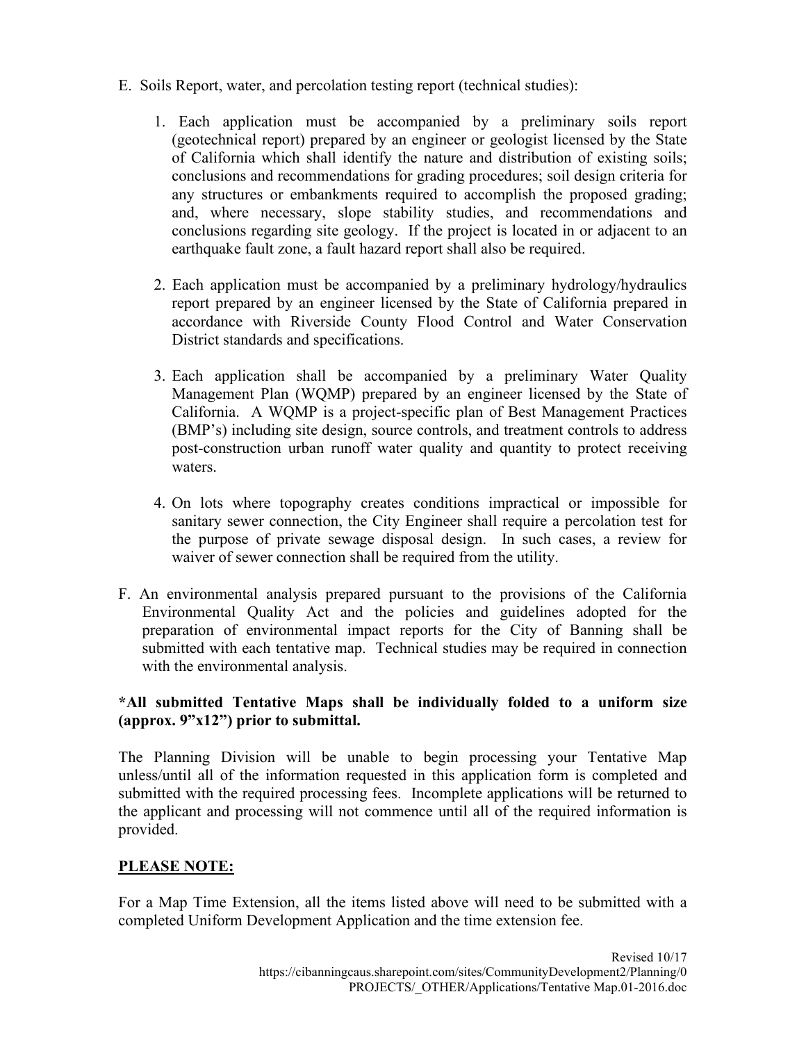E. Soils Report, water, and percolation testing report (technical studies):

1. Each application must be accompanied by a preliminary soils report (geotechnical report) prepared by an engineer or geologist licensed by the State of California which shall identify the nature and distribution of existing soils; conclusions and recommendations for grading procedures; soil design criteria for any structures or embankments required to accomplish the proposed grading; and, where necessary, slope stability studies, and recommendations and conclusions regarding site geology. If the project is located in or adjacent to an earthquake fault zone, a fault hazard report shall also be required.

2. Each application must be accompanied by a preliminary hydrology/hydraulics report prepared by an engineer licensed by the State of California prepared in accordance with Riverside County Flood Control and Water Conservation District standards and specifications.

3. Each application shall be accompanied by a preliminary Water Quality Management Plan (WQMP) prepared by an engineer licensed by the State of California. A WQMP is a project-specific plan of Best Management Practices (BMP's) including site design, source controls, and treatment controls to address post-construction urban runoff water quality and quantity to protect receiving waters.

4. On lots where topography creates conditions impractical or impossible for sanitary sewer connection, the City Engineer shall require a percolation test for the purpose of private sewage disposal design. In such cases, a review for waiver of sewer connection shall be required from the utility.

F. An environmental analysis prepared pursuant to the provisions of the California Environmental Quality Act and the policies and guidelines adopted for the preparation of environmental impact reports for the City of Banning shall be submitted with each tentative map. Technical studies may be required in connection with the environmental analysis.

**\*All submitted Tentative Maps shall be individually folded to a uniform size (approx. 9"x12") prior to submittal.**

The Planning Division will be unable to begin processing your Tentative Map unless/until all of the information requested in this application form is completed and submitted with the required processing fees. Incomplete applications will be returned to the applicant and processing will not commence until all of the required information is provided.

**PLEASE NOTE:**

For a Map Time Extension, all the items listed above will need to be submitted with a completed Uniform Development Application and the time extension fee.

Revised 10/17
https://cibanningcaus.sharepoint.com/sites/CommunityDevelopment2/Planning/0 PROJECTS/_OTHER/Applications/Tentative Map.01-2016.doc